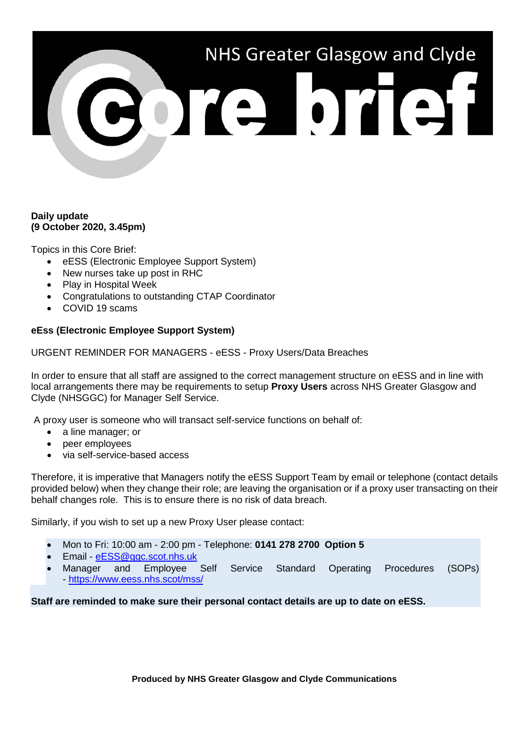# NHS Greater Glasgow and Clyde Core brief

**Daily update**
**(9 October 2020, 3.45pm)**

Topics in this Core Brief:

- eESS (Electronic Employee Support System)
- New nurses take up post in RHC
- Play in Hospital Week
- Congratulations to outstanding CTAP Coordinator
- COVID 19 scams

## eEss (Electronic Employee Support System)

URGENT REMINDER FOR MANAGERS - eESS - Proxy Users/Data Breaches

In order to ensure that all staff are assigned to the correct management structure on eESS and in line with local arrangements there may be requirements to setup **Proxy Users** across NHS Greater Glasgow and Clyde (NHSGGC) for Manager Self Service.

A proxy user is someone who will transact self-service functions on behalf of:

- a line manager; or
- peer employees
- via self-service-based access

Therefore, it is imperative that Managers notify the eESS Support Team by email or telephone (contact details provided below) when they change their role; are leaving the organisation or if a proxy user transacting on their behalf changes role. This is to ensure there is no risk of data breach.

Similarly, if you wish to set up a new Proxy User please contact:

- Mon to Fri: 10:00 am - 2:00 pm - Telephone: **0141 278 2700 Option 5**
- Email - eESS@ggc.scot.nhs.uk
- Manager and Employee Self Service Standard Operating Procedures (SOPs) - https://www.eess.nhs.scot/mss/

**Staff are reminded to make sure their personal contact details are up to date on eESS.**

**Produced by NHS Greater Glasgow and Clyde Communications**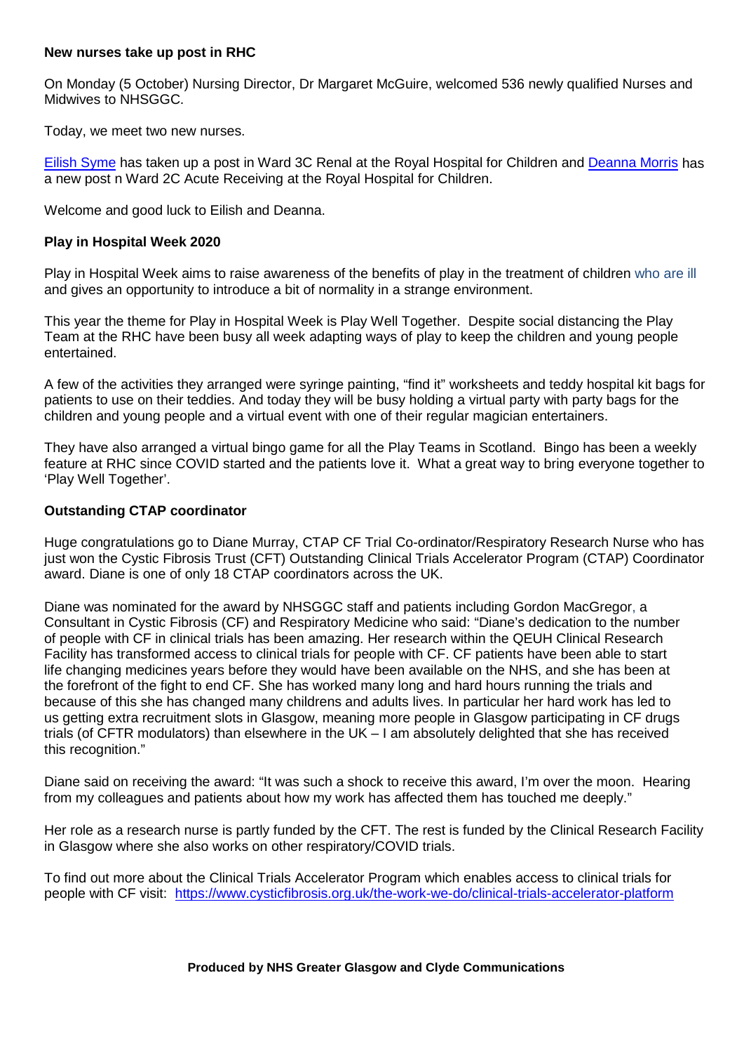**New nurses take up post in RHC**

On Monday (5 October) Nursing Director, Dr Margaret McGuire, welcomed 536 newly qualified Nurses and Midwives to NHSGGC.

Today, we meet two new nurses.

Eilish Syme has taken up a post in Ward 3C Renal at the Royal Hospital for Children and Deanna Morris has a new post n Ward 2C Acute Receiving at the Royal Hospital for Children.

Welcome and good luck to Eilish and Deanna.

**Play in Hospital Week 2020**

Play in Hospital Week aims to raise awareness of the benefits of play in the treatment of children who are ill and gives an opportunity to introduce a bit of normality in a strange environment.

This year the theme for Play in Hospital Week is Play Well Together. Despite social distancing the Play Team at the RHC have been busy all week adapting ways of play to keep the children and young people entertained.

A few of the activities they arranged were syringe painting, "find it" worksheets and teddy hospital kit bags for patients to use on their teddies. And today they will be busy holding a virtual party with party bags for the children and young people and a virtual event with one of their regular magician entertainers.

They have also arranged a virtual bingo game for all the Play Teams in Scotland. Bingo has been a weekly feature at RHC since COVID started and the patients love it. What a great way to bring everyone together to 'Play Well Together'.

**Outstanding CTAP coordinator**

Huge congratulations go to Diane Murray, CTAP CF Trial Co-ordinator/Respiratory Research Nurse who has just won the Cystic Fibrosis Trust (CFT) Outstanding Clinical Trials Accelerator Program (CTAP) Coordinator award. Diane is one of only 18 CTAP coordinators across the UK.

Diane was nominated for the award by NHSGGC staff and patients including Gordon MacGregor, a Consultant in Cystic Fibrosis (CF) and Respiratory Medicine who said: "Diane's dedication to the number of people with CF in clinical trials has been amazing. Her research within the QEUH Clinical Research Facility has transformed access to clinical trials for people with CF. CF patients have been able to start life changing medicines years before they would have been available on the NHS, and she has been at the forefront of the fight to end CF. She has worked many long and hard hours running the trials and because of this she has changed many childrens and adults lives. In particular her hard work has led to us getting extra recruitment slots in Glasgow, meaning more people in Glasgow participating in CF drugs trials (of CFTR modulators) than elsewhere in the UK – I am absolutely delighted that she has received this recognition."

Diane said on receiving the award: "It was such a shock to receive this award, I'm over the moon. Hearing from my colleagues and patients about how my work has affected them has touched me deeply."

Her role as a research nurse is partly funded by the CFT. The rest is funded by the Clinical Research Facility in Glasgow where she also works on other respiratory/COVID trials.

To find out more about the Clinical Trials Accelerator Program which enables access to clinical trials for people with CF visit: https://www.cysticfibrosis.org.uk/the-work-we-do/clinical-trials-accelerator-platform

**Produced by NHS Greater Glasgow and Clyde Communications**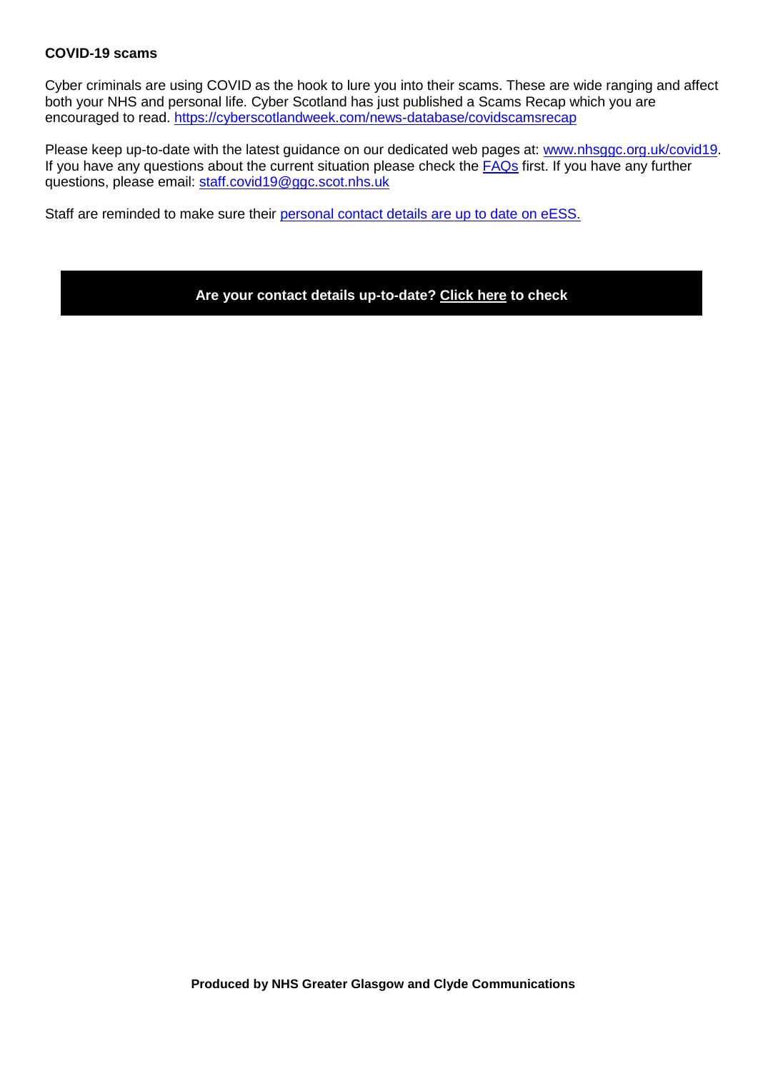**COVID-19 scams**

Cyber criminals are using COVID as the hook to lure you into their scams. These are wide ranging and affect both your NHS and personal life. Cyber Scotland has just published a Scams Recap which you are encouraged to read. https://cyberscotlandweek.com/news-database/covidscamsrecap

Please keep up-to-date with the latest guidance on our dedicated web pages at: www.nhsggc.org.uk/covid19. If you have any questions about the current situation please check the FAQs first. If you have any further questions, please email: staff.covid19@ggc.scot.nhs.uk

Staff are reminded to make sure their personal contact details are up to date on eESS.

**Are your contact details up-to-date? Click here to check**

**Produced by NHS Greater Glasgow and Clyde Communications**